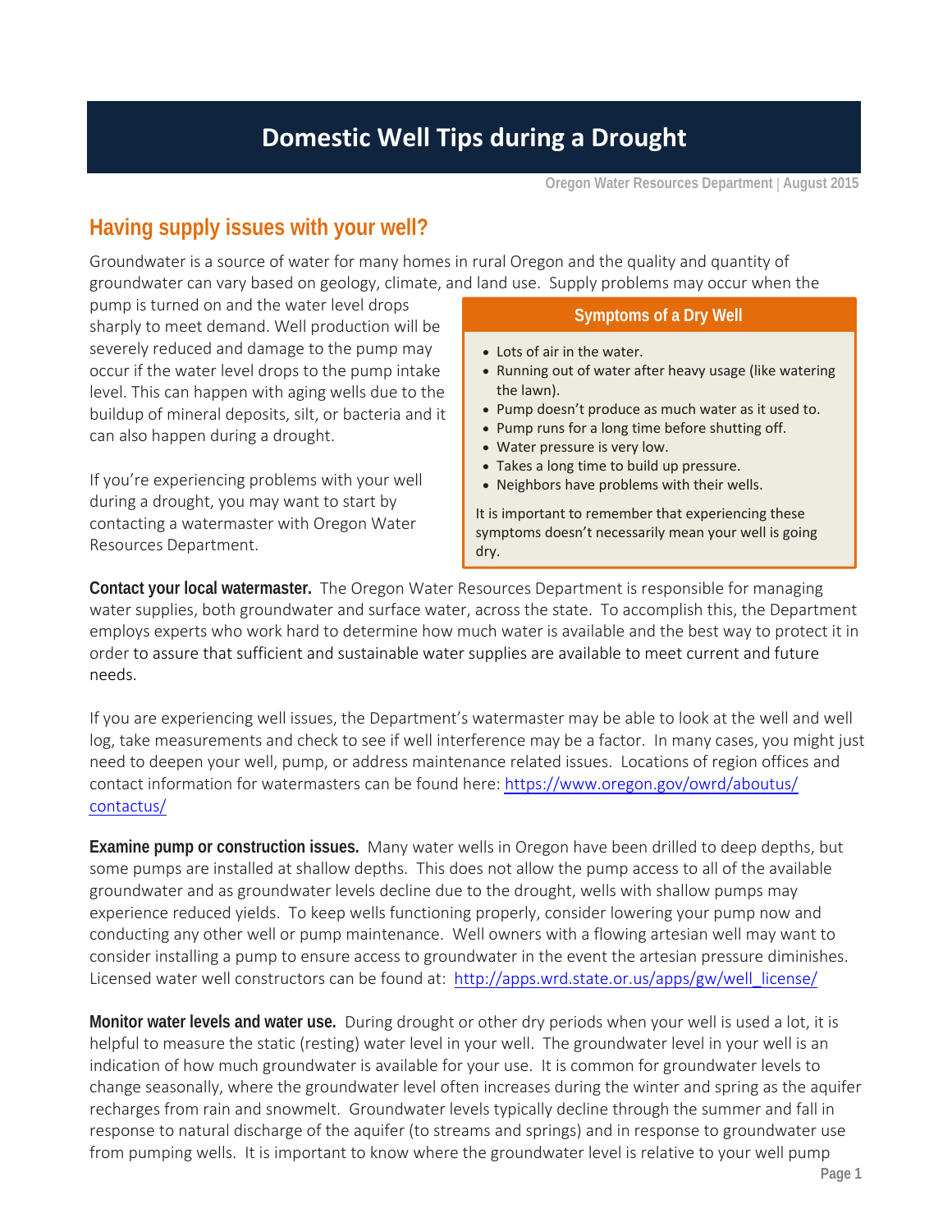# Domestic Well Tips during a Drought

Oregon Water Resources Department | August 2015

## Having supply issues with your well?

Groundwater is a source of water for many homes in rural Oregon and the quality and quantity of groundwater can vary based on geology, climate, and land use. Supply problems may occur when the pump is turned on and the water level drops sharply to meet demand. Well production will be severely reduced and damage to the pump may occur if the water level drops to the pump intake level. This can happen with aging wells due to the buildup of mineral deposits, silt, or bacteria and it can also happen during a drought.

If you're experiencing problems with your well during a drought, you may want to start by contacting a watermaster with Oregon Water Resources Department.

### Symptoms of a Dry Well

- Lots of air in the water.
- Running out of water after heavy usage (like watering the lawn).
- Pump doesn't produce as much water as it used to.
- Pump runs for a long time before shutting off.
- Water pressure is very low.
- Takes a long time to build up pressure.
- Neighbors have problems with their wells.

It is important to remember that experiencing these symptoms doesn't necessarily mean your well is going dry.

**Contact your local watermaster.** The Oregon Water Resources Department is responsible for managing water supplies, both groundwater and surface water, across the state. To accomplish this, the Department employs experts who work hard to determine how much water is available and the best way to protect it in order to assure that sufficient and sustainable water supplies are available to meet current and future needs.

If you are experiencing well issues, the Department's watermaster may be able to look at the well and well log, take measurements and check to see if well interference may be a factor. In many cases, you might just need to deepen your well, pump, or address maintenance related issues. Locations of region offices and contact information for watermasters can be found here: [https://www.oregon.gov/owrd/aboutus/contactus/](https://www.oregon.gov/owrd/aboutus/contactus/)

**Examine pump or construction issues.** Many water wells in Oregon have been drilled to deep depths, but some pumps are installed at shallow depths. This does not allow the pump access to all of the available groundwater and as groundwater levels decline due to the drought, wells with shallow pumps may experience reduced yields. To keep wells functioning properly, consider lowering your pump now and conducting any other well or pump maintenance. Well owners with a flowing artesian well may want to consider installing a pump to ensure access to groundwater in the event the artesian pressure diminishes. Licensed water well constructors can be found at: [http://apps.wrd.state.or.us/apps/gw/well_license/](http://apps.wrd.state.or.us/apps/gw/well_license/)

**Monitor water levels and water use.** During drought or other dry periods when your well is used a lot, it is helpful to measure the static (resting) water level in your well. The groundwater level in your well is an indication of how much groundwater is available for your use. It is common for groundwater levels to change seasonally, where the groundwater level often increases during the winter and spring as the aquifer recharges from rain and snowmelt. Groundwater levels typically decline through the summer and fall in response to natural discharge of the aquifer (to streams and springs) and in response to groundwater use from pumping wells. It is important to know where the groundwater level is relative to your well pump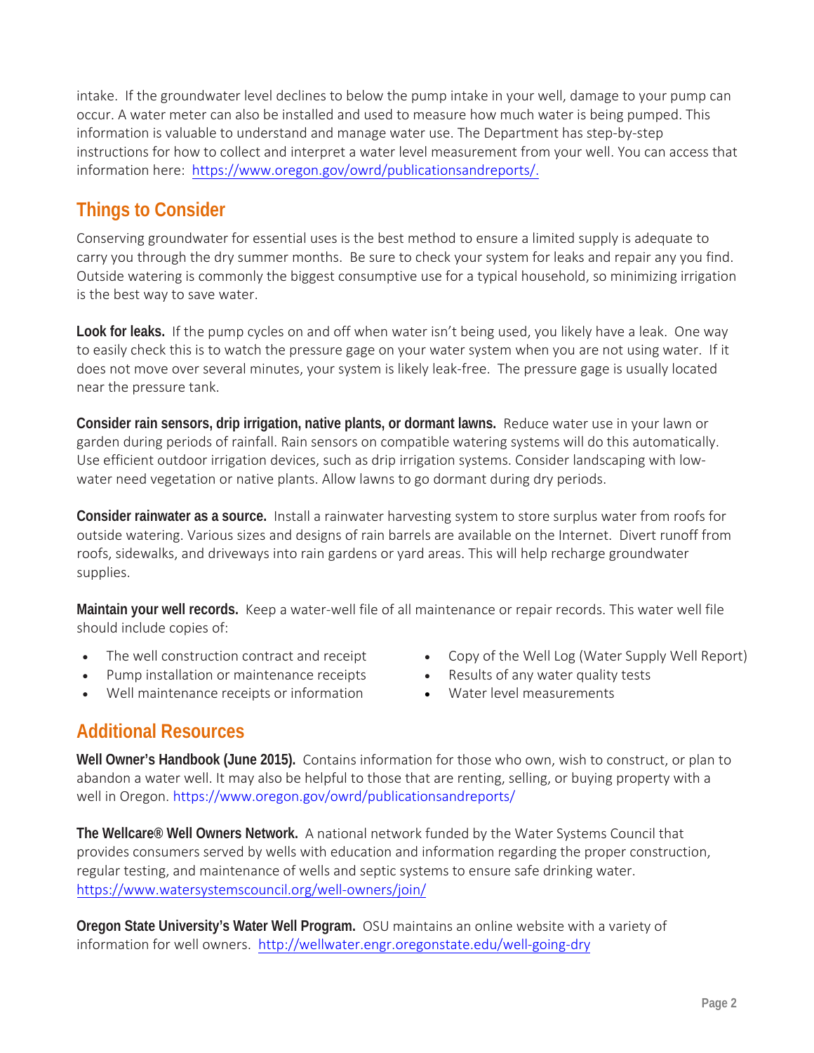intake. If the groundwater level declines to below the pump intake in your well, damage to your pump can occur. A water meter can also be installed and used to measure how much water is being pumped. This information is valuable to understand and manage water use. The Department has step-by-step instructions for how to collect and interpret a water level measurement from your well. You can access that information here: https://www.oregon.gov/owrd/publicationsandreports/.

## Things to Consider

Conserving groundwater for essential uses is the best method to ensure a limited supply is adequate to carry you through the dry summer months. Be sure to check your system for leaks and repair any you find. Outside watering is commonly the biggest consumptive use for a typical household, so minimizing irrigation is the best way to save water.

**Look for leaks.** If the pump cycles on and off when water isn't being used, you likely have a leak. One way to easily check this is to watch the pressure gage on your water system when you are not using water. If it does not move over several minutes, your system is likely leak-free. The pressure gage is usually located near the pressure tank.

**Consider rain sensors, drip irrigation, native plants, or dormant lawns.** Reduce water use in your lawn or garden during periods of rainfall. Rain sensors on compatible watering systems will do this automatically. Use efficient outdoor irrigation devices, such as drip irrigation systems. Consider landscaping with low-water need vegetation or native plants. Allow lawns to go dormant during dry periods.

**Consider rainwater as a source.** Install a rainwater harvesting system to store surplus water from roofs for outside watering. Various sizes and designs of rain barrels are available on the Internet. Divert runoff from roofs, sidewalks, and driveways into rain gardens or yard areas. This will help recharge groundwater supplies.

**Maintain your well records.** Keep a water-well file of all maintenance or repair records. This water well file should include copies of:

- The well construction contract and receipt
- Pump installation or maintenance receipts
- Well maintenance receipts or information
- Copy of the Well Log (Water Supply Well Report)
- Results of any water quality tests
- Water level measurements

## Additional Resources

**Well Owner's Handbook (June 2015).** Contains information for those who own, wish to construct, or plan to abandon a water well. It may also be helpful to those that are renting, selling, or buying property with a well in Oregon. https://www.oregon.gov/owrd/publicationsandreports/

**The Wellcare® Well Owners Network.** A national network funded by the Water Systems Council that provides consumers served by wells with education and information regarding the proper construction, regular testing, and maintenance of wells and septic systems to ensure safe drinking water. https://www.watersystemscouncil.org/well-owners/join/

**Oregon State University's Water Well Program.** OSU maintains an online website with a variety of information for well owners. http://wellwater.engr.oregonstate.edu/well-going-dry